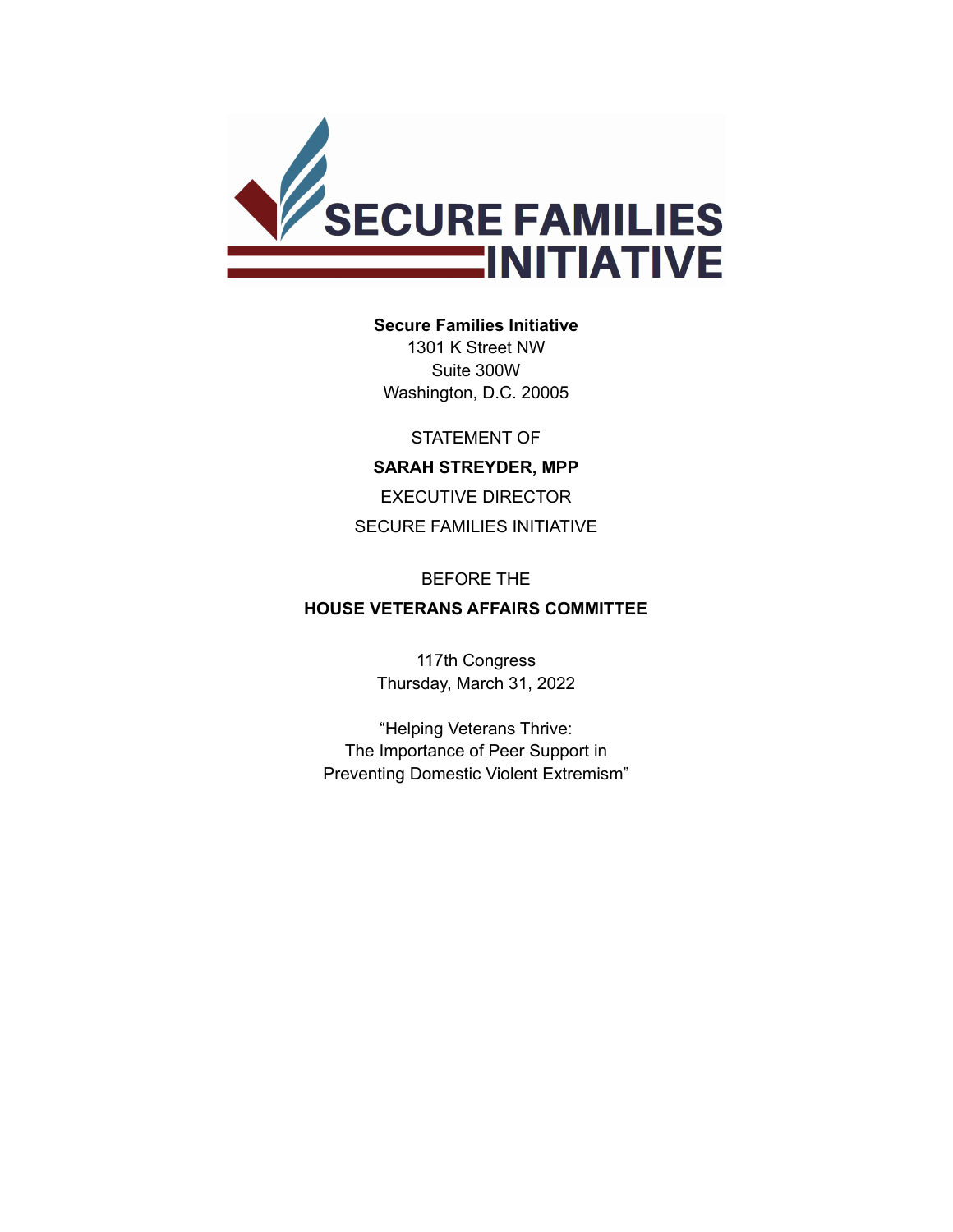**Secure Families Initiative**
1301 K Street NW
Suite 300W
Washington, D.C. 20005

STATEMENT OF

**SARAH STREYDER, MPP**

EXECUTIVE DIRECTOR

SECURE FAMILIES INITIATIVE

BEFORE THE

**HOUSE VETERANS AFFAIRS COMMITTEE**

117th Congress
Thursday, March 31, 2022

"Helping Veterans Thrive:
The Importance of Peer Support in
Preventing Domestic Violent Extremism"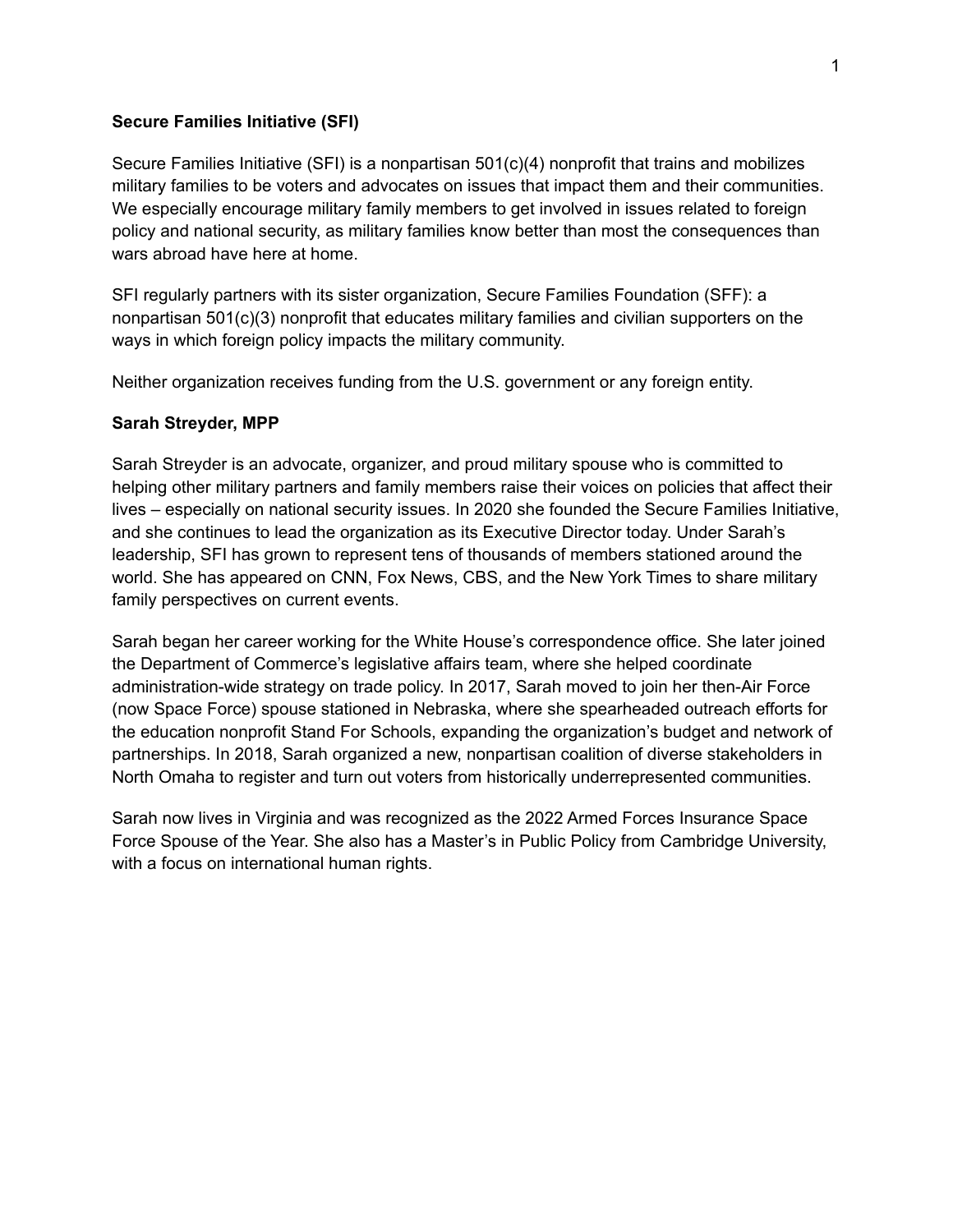**Secure Families Initiative (SFI)**

Secure Families Initiative (SFI) is a nonpartisan 501(c)(4) nonprofit that trains and mobilizes military families to be voters and advocates on issues that impact them and their communities. We especially encourage military family members to get involved in issues related to foreign policy and national security, as military families know better than most the consequences than wars abroad have here at home.

SFI regularly partners with its sister organization, Secure Families Foundation (SFF): a nonpartisan 501(c)(3) nonprofit that educates military families and civilian supporters on the ways in which foreign policy impacts the military community.

Neither organization receives funding from the U.S. government or any foreign entity.

**Sarah Streyder, MPP**

Sarah Streyder is an advocate, organizer, and proud military spouse who is committed to helping other military partners and family members raise their voices on policies that affect their lives – especially on national security issues. In 2020 she founded the Secure Families Initiative, and she continues to lead the organization as its Executive Director today. Under Sarah's leadership, SFI has grown to represent tens of thousands of members stationed around the world. She has appeared on CNN, Fox News, CBS, and the New York Times to share military family perspectives on current events.

Sarah began her career working for the White House's correspondence office. She later joined the Department of Commerce's legislative affairs team, where she helped coordinate administration-wide strategy on trade policy. In 2017, Sarah moved to join her then-Air Force (now Space Force) spouse stationed in Nebraska, where she spearheaded outreach efforts for the education nonprofit Stand For Schools, expanding the organization's budget and network of partnerships. In 2018, Sarah organized a new, nonpartisan coalition of diverse stakeholders in North Omaha to register and turn out voters from historically underrepresented communities.

Sarah now lives in Virginia and was recognized as the 2022 Armed Forces Insurance Space Force Spouse of the Year. She also has a Master's in Public Policy from Cambridge University, with a focus on international human rights.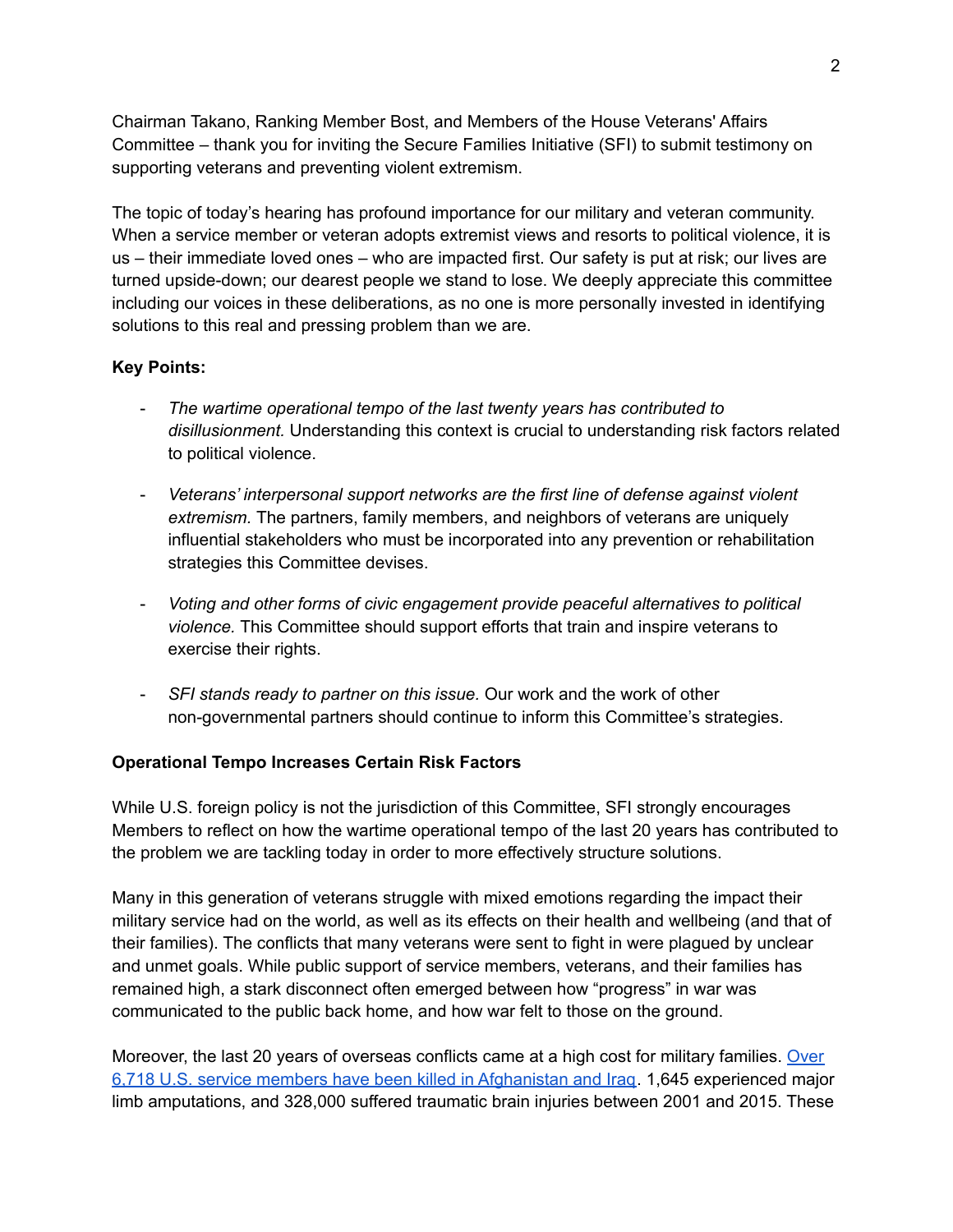Chairman Takano, Ranking Member Bost, and Members of the House Veterans' Affairs Committee – thank you for inviting the Secure Families Initiative (SFI) to submit testimony on supporting veterans and preventing violent extremism.

The topic of today's hearing has profound importance for our military and veteran community. When a service member or veteran adopts extremist views and resorts to political violence, it is us – their immediate loved ones – who are impacted first. Our safety is put at risk; our lives are turned upside-down; our dearest people we stand to lose. We deeply appreciate this committee including our voices in these deliberations, as no one is more personally invested in identifying solutions to this real and pressing problem than we are.

**Key Points:**

- *The wartime operational tempo of the last twenty years has contributed to disillusionment.* Understanding this context is crucial to understanding risk factors related to political violence.

- *Veterans' interpersonal support networks are the first line of defense against violent extremism.* The partners, family members, and neighbors of veterans are uniquely influential stakeholders who must be incorporated into any prevention or rehabilitation strategies this Committee devises.

- *Voting and other forms of civic engagement provide peaceful alternatives to political violence.* This Committee should support efforts that train and inspire veterans to exercise their rights.

- *SFI stands ready to partner on this issue.* Our work and the work of other non-governmental partners should continue to inform this Committee's strategies.

**Operational Tempo Increases Certain Risk Factors**

While U.S. foreign policy is not the jurisdiction of this Committee, SFI strongly encourages Members to reflect on how the wartime operational tempo of the last 20 years has contributed to the problem we are tackling today in order to more effectively structure solutions.

Many in this generation of veterans struggle with mixed emotions regarding the impact their military service had on the world, as well as its effects on their health and wellbeing (and that of their families). The conflicts that many veterans were sent to fight in were plagued by unclear and unmet goals. While public support of service members, veterans, and their families has remained high, a stark disconnect often emerged between how "progress" in war was communicated to the public back home, and how war felt to those on the ground.

Moreover, the last 20 years of overseas conflicts came at a high cost for military families. Over 6,718 U.S. service members have been killed in Afghanistan and Iraq. 1,645 experienced major limb amputations, and 328,000 suffered traumatic brain injuries between 2001 and 2015. These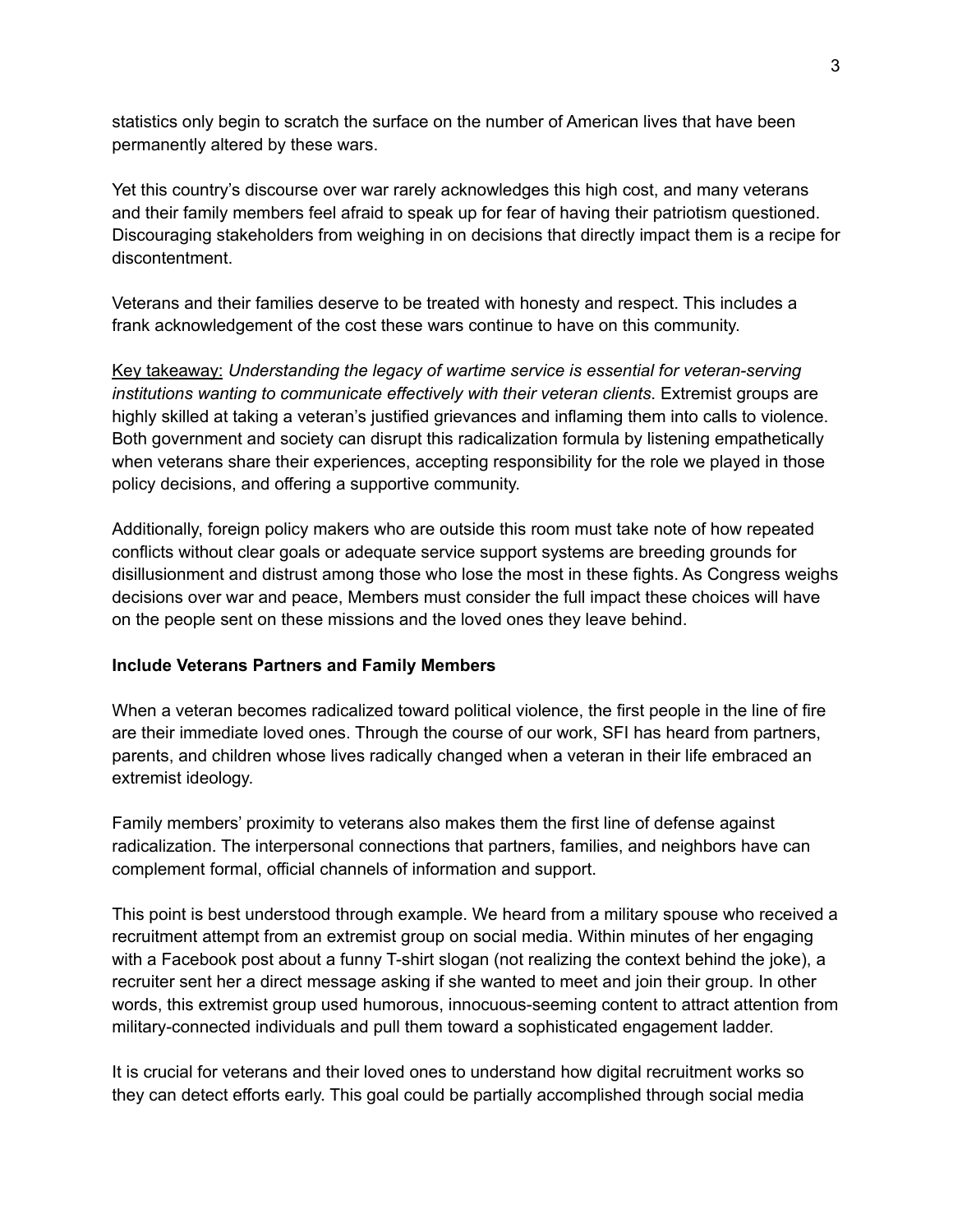statistics only begin to scratch the surface on the number of American lives that have been permanently altered by these wars.

Yet this country's discourse over war rarely acknowledges this high cost, and many veterans and their family members feel afraid to speak up for fear of having their patriotism questioned. Discouraging stakeholders from weighing in on decisions that directly impact them is a recipe for discontentment.

Veterans and their families deserve to be treated with honesty and respect. This includes a frank acknowledgement of the cost these wars continue to have on this community.

Key takeaway: *Understanding the legacy of wartime service is essential for veteran-serving institutions wanting to communicate effectively with their veteran clients.* Extremist groups are highly skilled at taking a veteran's justified grievances and inflaming them into calls to violence. Both government and society can disrupt this radicalization formula by listening empathetically when veterans share their experiences, accepting responsibility for the role we played in those policy decisions, and offering a supportive community.

Additionally, foreign policy makers who are outside this room must take note of how repeated conflicts without clear goals or adequate service support systems are breeding grounds for disillusionment and distrust among those who lose the most in these fights. As Congress weighs decisions over war and peace, Members must consider the full impact these choices will have on the people sent on these missions and the loved ones they leave behind.

**Include Veterans Partners and Family Members**

When a veteran becomes radicalized toward political violence, the first people in the line of fire are their immediate loved ones. Through the course of our work, SFI has heard from partners, parents, and children whose lives radically changed when a veteran in their life embraced an extremist ideology.

Family members' proximity to veterans also makes them the first line of defense against radicalization. The interpersonal connections that partners, families, and neighbors have can complement formal, official channels of information and support.

This point is best understood through example. We heard from a military spouse who received a recruitment attempt from an extremist group on social media. Within minutes of her engaging with a Facebook post about a funny T-shirt slogan (not realizing the context behind the joke), a recruiter sent her a direct message asking if she wanted to meet and join their group. In other words, this extremist group used humorous, innocuous-seeming content to attract attention from military-connected individuals and pull them toward a sophisticated engagement ladder.

It is crucial for veterans and their loved ones to understand how digital recruitment works so they can detect efforts early. This goal could be partially accomplished through social media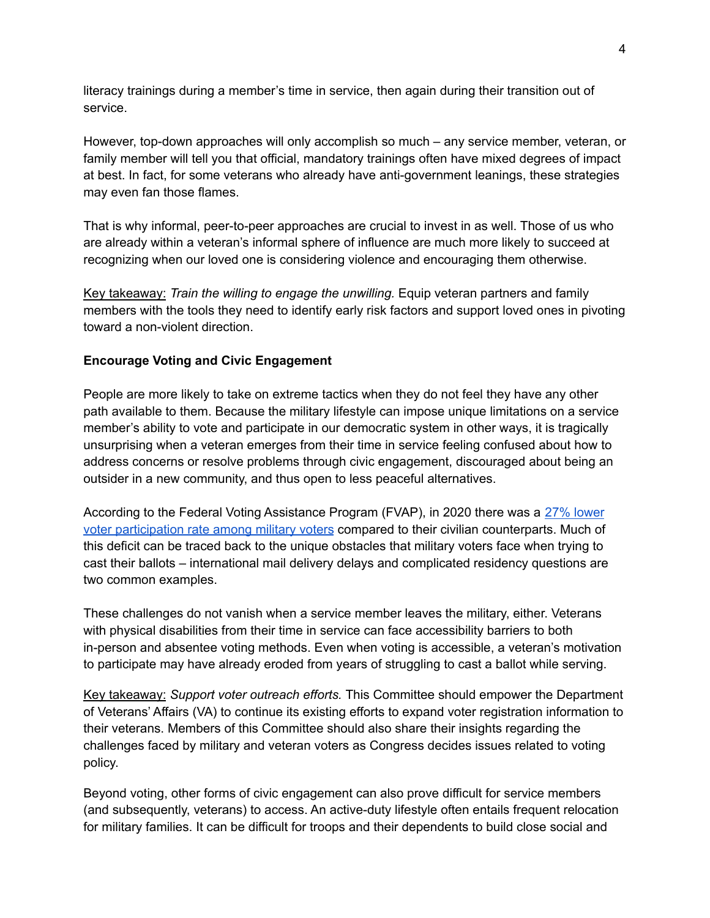literacy trainings during a member's time in service, then again during their transition out of service.

However, top-down approaches will only accomplish so much – any service member, veteran, or family member will tell you that official, mandatory trainings often have mixed degrees of impact at best. In fact, for some veterans who already have anti-government leanings, these strategies may even fan those flames.

That is why informal, peer-to-peer approaches are crucial to invest in as well. Those of us who are already within a veteran's informal sphere of influence are much more likely to succeed at recognizing when our loved one is considering violence and encouraging them otherwise.

Key takeaway: *Train the willing to engage the unwilling.* Equip veteran partners and family members with the tools they need to identify early risk factors and support loved ones in pivoting toward a non-violent direction.

**Encourage Voting and Civic Engagement**

People are more likely to take on extreme tactics when they do not feel they have any other path available to them. Because the military lifestyle can impose unique limitations on a service member's ability to vote and participate in our democratic system in other ways, it is tragically unsurprising when a veteran emerges from their time in service feeling confused about how to address concerns or resolve problems through civic engagement, discouraged about being an outsider in a new community, and thus open to less peaceful alternatives.

According to the Federal Voting Assistance Program (FVAP), in 2020 there was a [27% lower voter participation rate among military voters] compared to their civilian counterparts. Much of this deficit can be traced back to the unique obstacles that military voters face when trying to cast their ballots – international mail delivery delays and complicated residency questions are two common examples.

These challenges do not vanish when a service member leaves the military, either. Veterans with physical disabilities from their time in service can face accessibility barriers to both in-person and absentee voting methods. Even when voting is accessible, a veteran's motivation to participate may have already eroded from years of struggling to cast a ballot while serving.

Key takeaway: *Support voter outreach efforts.* This Committee should empower the Department of Veterans' Affairs (VA) to continue its existing efforts to expand voter registration information to their veterans. Members of this Committee should also share their insights regarding the challenges faced by military and veteran voters as Congress decides issues related to voting policy.

Beyond voting, other forms of civic engagement can also prove difficult for service members (and subsequently, veterans) to access. An active-duty lifestyle often entails frequent relocation for military families. It can be difficult for troops and their dependents to build close social and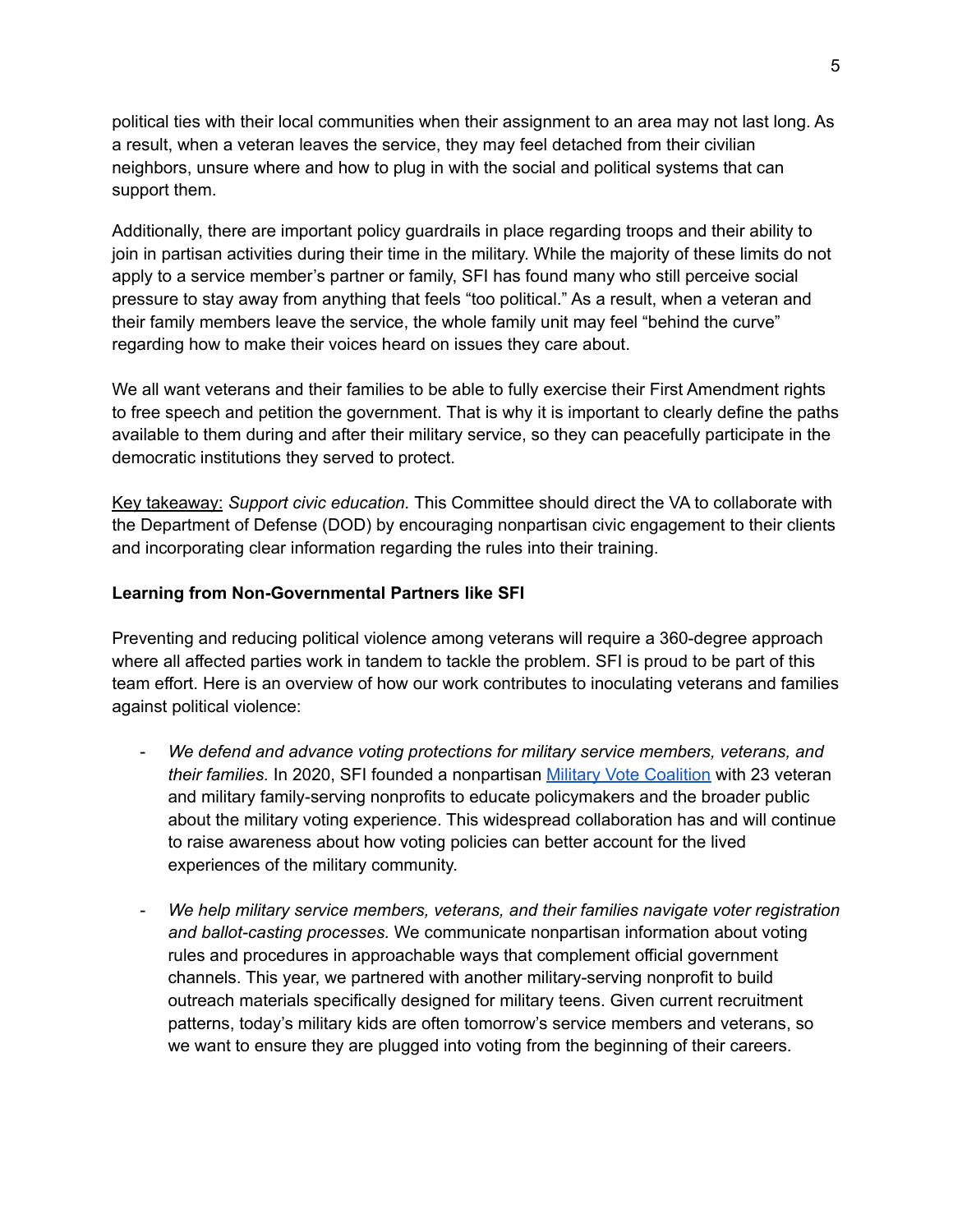political ties with their local communities when their assignment to an area may not last long. As a result, when a veteran leaves the service, they may feel detached from their civilian neighbors, unsure where and how to plug in with the social and political systems that can support them.

Additionally, there are important policy guardrails in place regarding troops and their ability to join in partisan activities during their time in the military. While the majority of these limits do not apply to a service member's partner or family, SFI has found many who still perceive social pressure to stay away from anything that feels "too political." As a result, when a veteran and their family members leave the service, the whole family unit may feel "behind the curve" regarding how to make their voices heard on issues they care about.

We all want veterans and their families to be able to fully exercise their First Amendment rights to free speech and petition the government. That is why it is important to clearly define the paths available to them during and after their military service, so they can peacefully participate in the democratic institutions they served to protect.

<u>Key takeaway:</u> *Support civic education.* This Committee should direct the VA to collaborate with the Department of Defense (DOD) by encouraging nonpartisan civic engagement to their clients and incorporating clear information regarding the rules into their training.

**Learning from Non-Governmental Partners like SFI**

Preventing and reducing political violence among veterans will require a 360-degree approach where all affected parties work in tandem to tackle the problem. SFI is proud to be part of this team effort. Here is an overview of how our work contributes to inoculating veterans and families against political violence:

- *We defend and advance voting protections for military service members, veterans, and their families.* In 2020, SFI founded a nonpartisan Military Vote Coalition with 23 veteran and military family-serving nonprofits to educate policymakers and the broader public about the military voting experience. This widespread collaboration has and will continue to raise awareness about how voting policies can better account for the lived experiences of the military community.

- *We help military service members, veterans, and their families navigate voter registration and ballot-casting processes.* We communicate nonpartisan information about voting rules and procedures in approachable ways that complement official government channels. This year, we partnered with another military-serving nonprofit to build outreach materials specifically designed for military teens. Given current recruitment patterns, today's military kids are often tomorrow's service members and veterans, so we want to ensure they are plugged into voting from the beginning of their careers.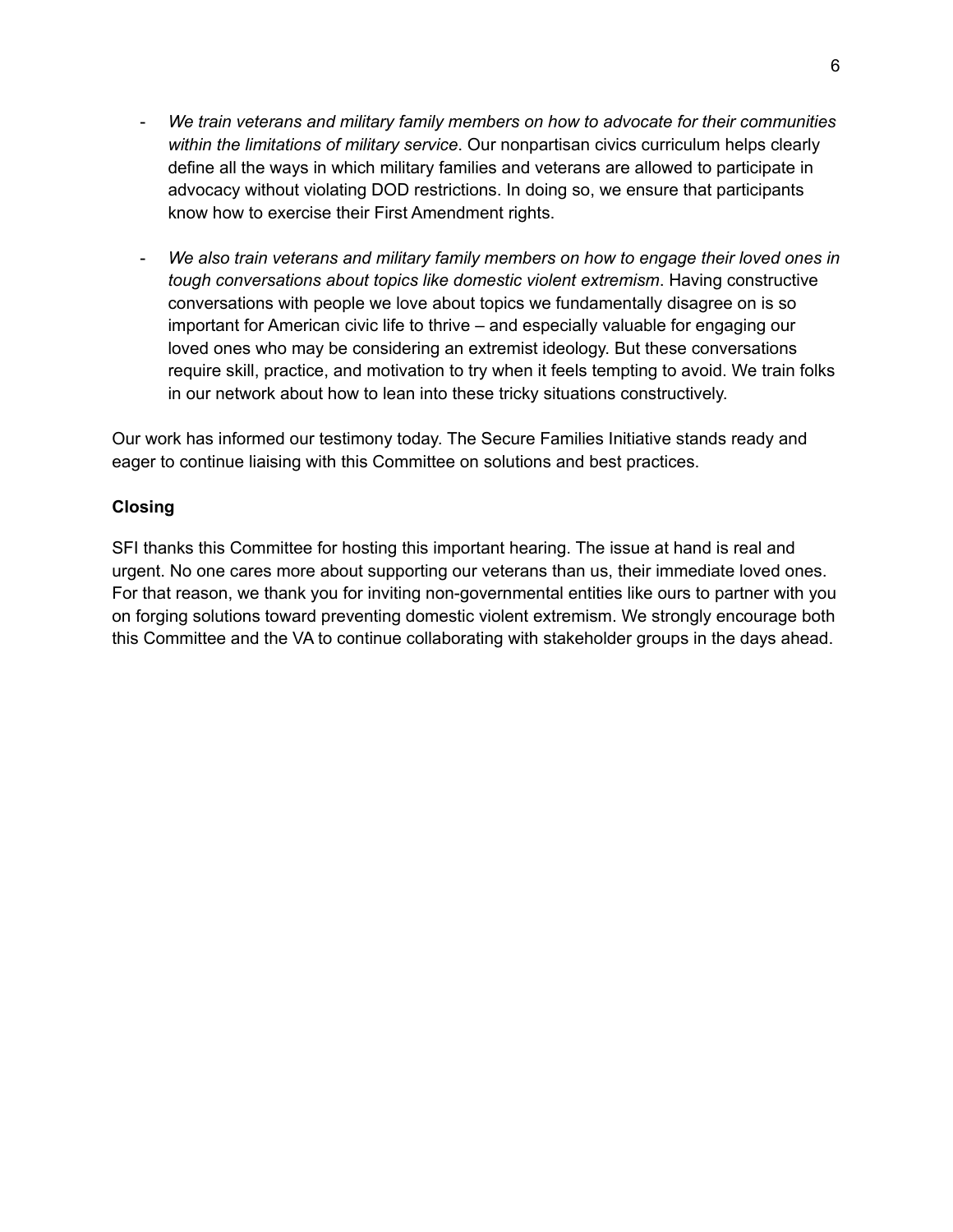- *We train veterans and military family members on how to advocate for their communities within the limitations of military service*. Our nonpartisan civics curriculum helps clearly define all the ways in which military families and veterans are allowed to participate in advocacy without violating DOD restrictions. In doing so, we ensure that participants know how to exercise their First Amendment rights.

- *We also train veterans and military family members on how to engage their loved ones in tough conversations about topics like domestic violent extremism*. Having constructive conversations with people we love about topics we fundamentally disagree on is so important for American civic life to thrive – and especially valuable for engaging our loved ones who may be considering an extremist ideology. But these conversations require skill, practice, and motivation to try when it feels tempting to avoid. We train folks in our network about how to lean into these tricky situations constructively.

Our work has informed our testimony today. The Secure Families Initiative stands ready and eager to continue liaising with this Committee on solutions and best practices.

**Closing**

SFI thanks this Committee for hosting this important hearing. The issue at hand is real and urgent. No one cares more about supporting our veterans than us, their immediate loved ones. For that reason, we thank you for inviting non-governmental entities like ours to partner with you on forging solutions toward preventing domestic violent extremism. We strongly encourage both this Committee and the VA to continue collaborating with stakeholder groups in the days ahead.